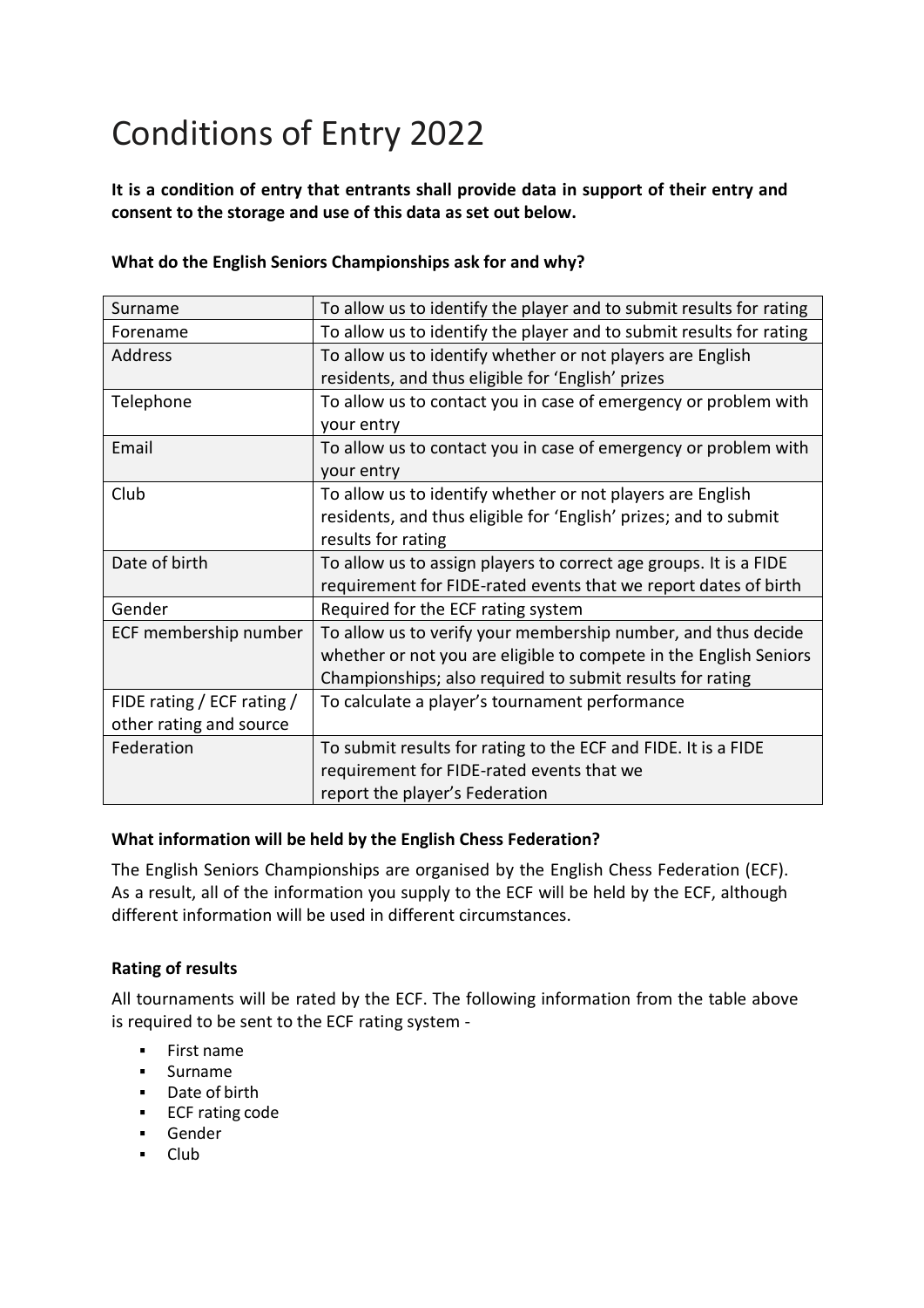# Conditions of Entry 2022

**It is a condition of entry that entrants shall provide data in support of their entry and consent to the storage and use of this data as set out below.**

**What do the English Seniors Championships ask for and why?**

| | |
|---|---|
| Surname | To allow us to identify the player and to submit results for rating |
| Forename | To allow us to identify the player and to submit results for rating |
| Address | To allow us to identify whether or not players are English residents, and thus eligible for 'English' prizes |
| Telephone | To allow us to contact you in case of emergency or problem with your entry |
| Email | To allow us to contact you in case of emergency or problem with your entry |
| Club | To allow us to identify whether or not players are English residents, and thus eligible for 'English' prizes; and to submit results for rating |
| Date of birth | To allow us to assign players to correct age groups. It is a FIDE requirement for FIDE-rated events that we report dates of birth |
| Gender | Required for the ECF rating system |
| ECF membership number | To allow us to verify your membership number, and thus decide whether or not you are eligible to compete in the English Seniors Championships; also required to submit results for rating |
| FIDE rating / ECF rating / other rating and source | To calculate a player's tournament performance |
| Federation | To submit results for rating to the ECF and FIDE. It is a FIDE requirement for FIDE-rated events that we report the player's Federation |

**What information will be held by the English Chess Federation?**

The English Seniors Championships are organised by the English Chess Federation (ECF). As a result, all of the information you supply to the ECF will be held by the ECF, although different information will be used in different circumstances.

**Rating of results**

All tournaments will be rated by the ECF. The following information from the table above is required to be sent to the ECF rating system -

- First name
- Surname
- Date of birth
- ECF rating code
- Gender
- Club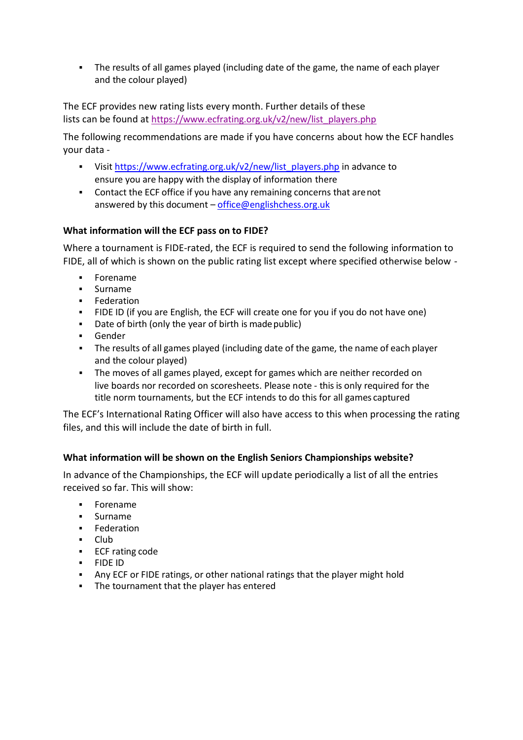- The results of all games played (including date of the game, the name of each player and the colour played)

The ECF provides new rating lists every month. Further details of these lists can be found at https://www.ecfrating.org.uk/v2/new/list_players.php

The following recommendations are made if you have concerns about how the ECF handles your data -

- Visit https://www.ecfrating.org.uk/v2/new/list_players.php in advance to ensure you are happy with the display of information there
- Contact the ECF office if you have any remaining concerns that are not answered by this document – office@englishchess.org.uk

**What information will the ECF pass on to FIDE?**

Where a tournament is FIDE-rated, the ECF is required to send the following information to FIDE, all of which is shown on the public rating list except where specified otherwise below -

- Forename
- Surname
- Federation
- FIDE ID (if you are English, the ECF will create one for you if you do not have one)
- Date of birth (only the year of birth is made public)
- Gender
- The results of all games played (including date of the game, the name of each player and the colour played)
- The moves of all games played, except for games which are neither recorded on live boards nor recorded on scoresheets. Please note - this is only required for the title norm tournaments, but the ECF intends to do this for all games captured

The ECF's International Rating Officer will also have access to this when processing the rating files, and this will include the date of birth in full.

**What information will be shown on the English Seniors Championships website?**

In advance of the Championships, the ECF will update periodically a list of all the entries received so far. This will show:

- Forename
- Surname
- Federation
- Club
- ECF rating code
- FIDE ID
- Any ECF or FIDE ratings, or other national ratings that the player might hold
- The tournament that the player has entered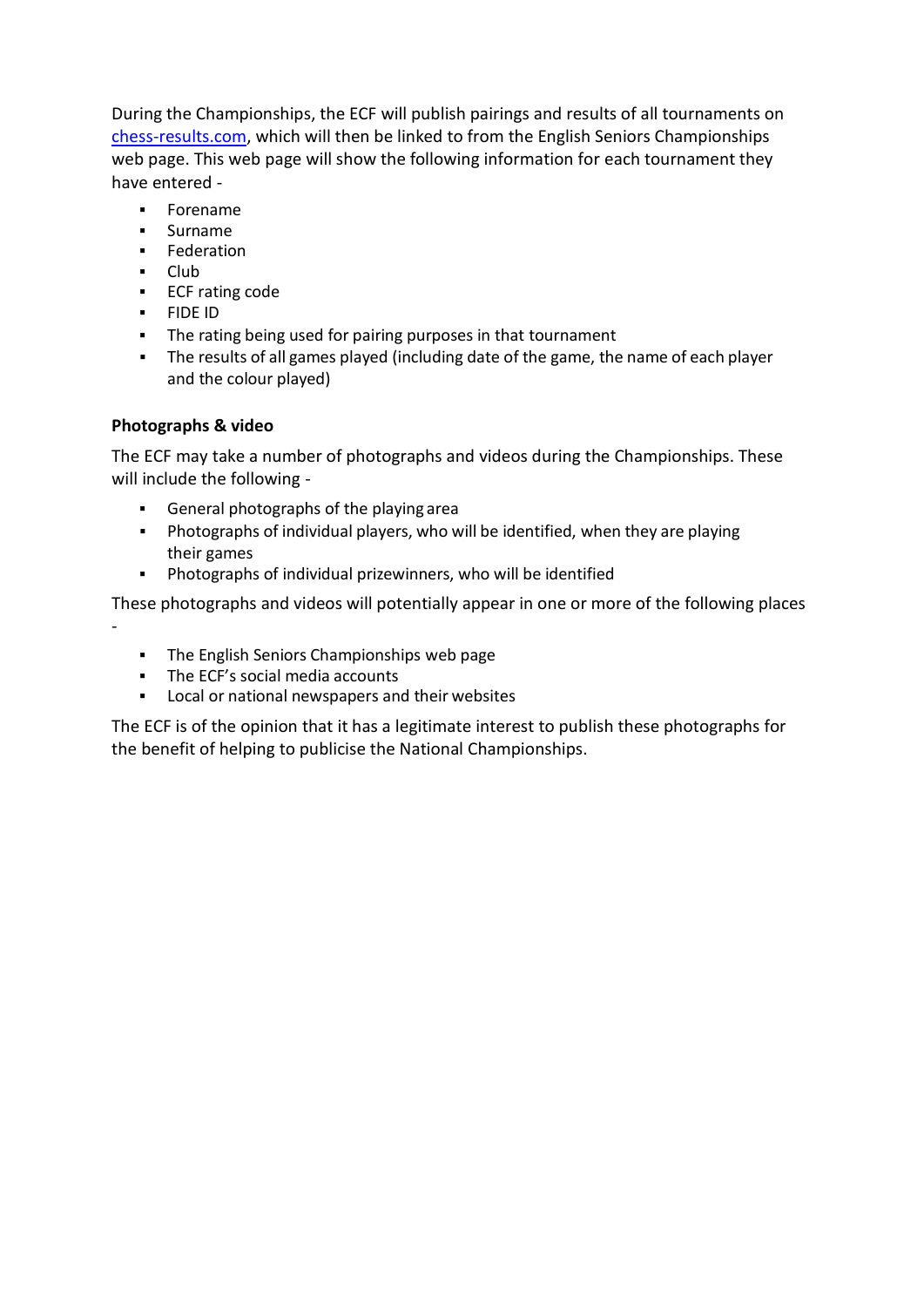During the Championships, the ECF will publish pairings and results of all tournaments on [chess-results.com](https://chess-results.com), which will then be linked to from the English Seniors Championships web page. This web page will show the following information for each tournament they have entered -

- Forename
- Surname
- Federation
- Club
- ECF rating code
- FIDE ID
- The rating being used for pairing purposes in that tournament
- The results of all games played (including date of the game, the name of each player and the colour played)

**Photographs & video**

The ECF may take a number of photographs and videos during the Championships. These will include the following -

- General photographs of the playing area
- Photographs of individual players, who will be identified, when they are playing their games
- Photographs of individual prizewinners, who will be identified

These photographs and videos will potentially appear in one or more of the following places -

- The English Seniors Championships web page
- The ECF's social media accounts
- Local or national newspapers and their websites

The ECF is of the opinion that it has a legitimate interest to publish these photographs for the benefit of helping to publicise the National Championships.